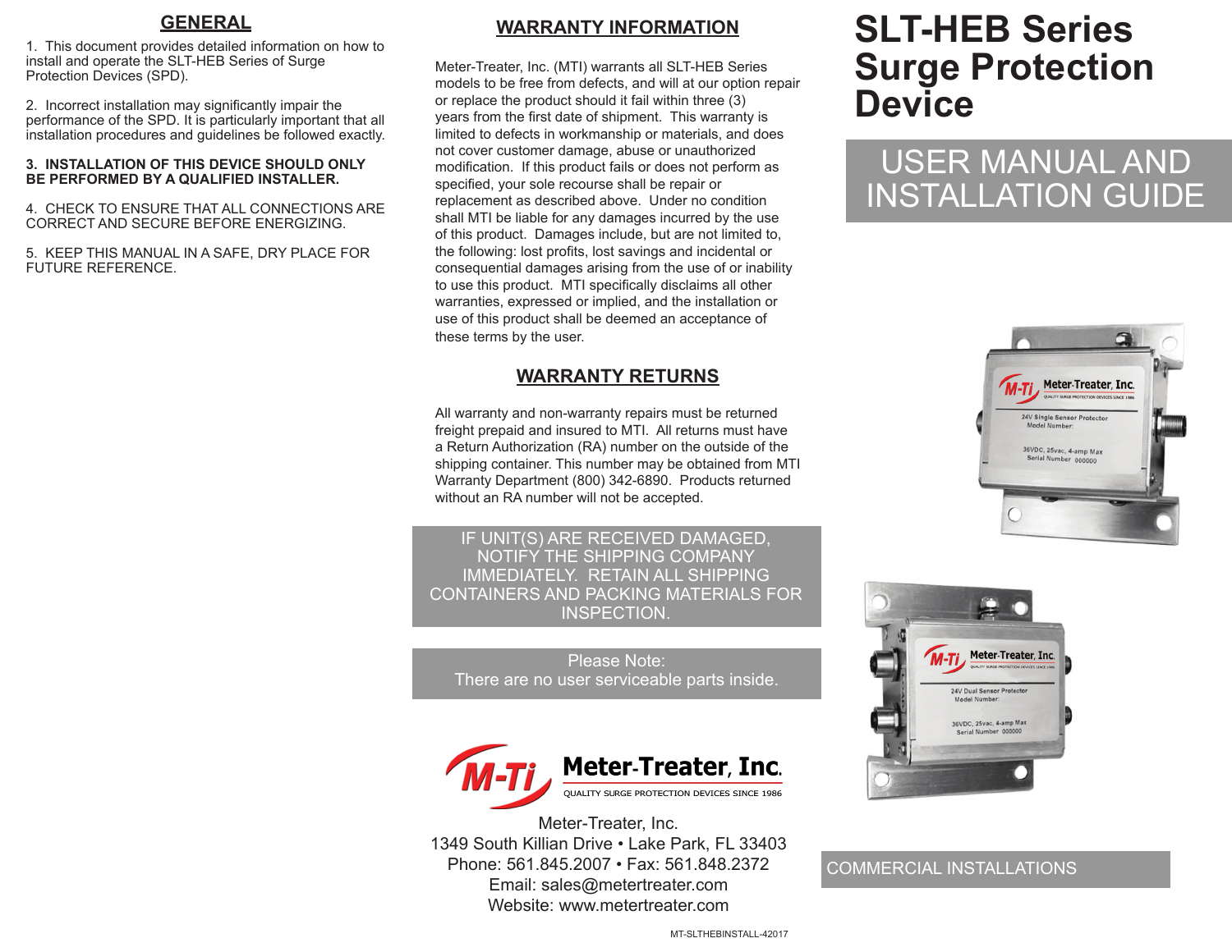## GENERAL

1. This document provides detailed information on how to install and operate the SLT-HEB Series of Surge Protection Devices (SPD).

2. Incorrect installation may significantly impair the performance of the SPD. It is particularly important that all installation procedures and guidelines be followed exactly.

**3. INSTALLATION OF THIS DEVICE SHOULD ONLY BE PERFORMED BY A QUALIFIED INSTALLER.**

4. CHECK TO ENSURE THAT ALL CONNECTIONS ARE CORRECT AND SECURE BEFORE ENERGIZING.

5. KEEP THIS MANUAL IN A SAFE, DRY PLACE FOR FUTURE REFERENCE.

## WARRANTY INFORMATION

Meter-Treater, Inc. (MTI) warrants all SLT-HEB Series models to be free from defects, and will at our option repair or replace the product should it fail within three (3) years from the first date of shipment. This warranty is limited to defects in workmanship or materials, and does not cover customer damage, abuse or unauthorized modification. If this product fails or does not perform as specified, your sole recourse shall be repair or replacement as described above. Under no condition shall MTI be liable for any damages incurred by the use of this product. Damages include, but are not limited to, the following: lost profits, lost savings and incidental or consequential damages arising from the use of or inability to use this product. MTI specifically disclaims all other warranties, expressed or implied, and the installation or use of this product shall be deemed an acceptance of these terms by the user.

## WARRANTY RETURNS

All warranty and non-warranty repairs must be returned freight prepaid and insured to MTI. All returns must have a Return Authorization (RA) number on the outside of the shipping container. This number may be obtained from MTI Warranty Department (800) 342-6890. Products returned without an RA number will not be accepted.

IF UNIT(S) ARE RECEIVED DAMAGED, NOTIFY THE SHIPPING COMPANY IMMEDIATELY. RETAIN ALL SHIPPING CONTAINERS AND PACKING MATERIALS FOR INSPECTION.

Please Note:
There are no user serviceable parts inside.

Meter-Treater, Inc.
QUALITY SURGE PROTECTION DEVICES SINCE 1986

Meter-Treater, Inc.
1349 South Killian Drive • Lake Park, FL 33403
Phone: 561.845.2007 • Fax: 561.848.2372
Email: sales@metertreater.com
Website: www.metertreater.com

MT-SLTHEBINSTALL-42017

# SLT-HEB Series Surge Protection Device

## USER MANUAL AND INSTALLATION GUIDE

COMMERCIAL INSTALLATIONS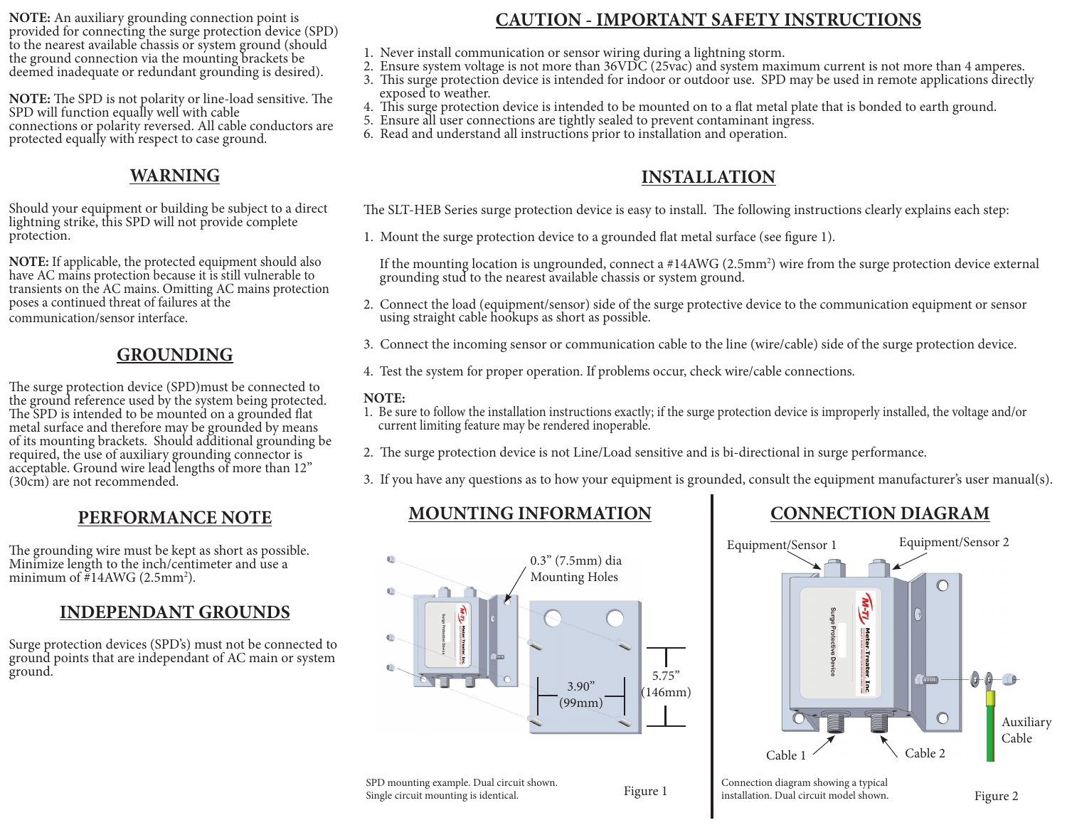**NOTE:** An auxiliary grounding connection point is provided for connecting the surge protection device (SPD) to the nearest available chassis or system ground (should the ground connection via the mounting brackets be deemed inadequate or redundant grounding is desired).

**NOTE:** The SPD is not polarity or line-load sensitive. The SPD will function equally well with cable connections or polarity reversed. All cable conductors are protected equally with respect to case ground.

## WARNING

Should your equipment or building be subject to a direct lightning strike, this SPD will not provide complete protection.

**NOTE:** If applicable, the protected equipment should also have AC mains protection because it is still vulnerable to transients on the AC mains. Omitting AC mains protection poses a continued threat of failures at the communication/sensor interface.

## GROUNDING

The surge protection device (SPD)must be connected to the ground reference used by the system being protected. The SPD is intended to be mounted on a grounded flat metal surface and therefore may be grounded by means of its mounting brackets. Should additional grounding be required, the use of auxiliary grounding connector is acceptable. Ground wire lead lengths of more than 12" (30cm) are not recommended.

## PERFORMANCE NOTE

The grounding wire must be kept as short as possible. Minimize length to the inch/centimeter and use a minimum of #14AWG (2.5mm$^2$).

## INDEPENDANT GROUNDS

Surge protection devices (SPD's) must not be connected to ground points that are independant of AC main or system ground.

## CAUTION - IMPORTANT SAFETY INSTRUCTIONS

1. Never install communication or sensor wiring during a lightning storm.
2. Ensure system voltage is not more than 36VDC (25vac) and system maximum current is not more than 4 amperes.
3. This surge protection device is intended for indoor or outdoor use. SPD may be used in remote applications directly exposed to weather.
4. This surge protection device is intended to be mounted on to a flat metal plate that is bonded to earth ground.
5. Ensure all user connections are tightly sealed to prevent contaminant ingress.
6. Read and understand all instructions prior to installation and operation.

## INSTALLATION

The SLT-HEB Series surge protection device is easy to install. The following instructions clearly explains each step:

1. Mount the surge protection device to a grounded flat metal surface (see figure 1).

   If the mounting location is ungrounded, connect a #14AWG (2.5mm$^2$) wire from the surge protection device external grounding stud to the nearest available chassis or system ground.

2. Connect the load (equipment/sensor) side of the surge protective device to the communication equipment or sensor using straight cable hookups as short as possible.

3. Connect the incoming sensor or communication cable to the line (wire/cable) side of the surge protection device.

4. Test the system for proper operation. If problems occur, check wire/cable connections.

**NOTE:**

1. Be sure to follow the installation instructions exactly; if the surge protection device is improperly installed, the voltage and/or current limiting feature may be rendered inoperable.

2. The surge protection device is not Line/Load sensitive and is bi-directional in surge performance.

3. If you have any questions as to how your equipment is grounded, consult the equipment manufacturer's user manual(s).

## MOUNTING INFORMATION

0.3" (7.5mm) dia
Mounting Holes

3.90"
(99mm)

5.75"
(146mm)

SPD mounting example. Dual circuit shown. Single circuit mounting is identical.

Figure 1

## CONNECTION DIAGRAM

Equipment/Sensor 1

Equipment/Sensor 2

Auxiliary Cable

Cable 1

Cable 2

Connection diagram showing a typical installation. Dual circuit model shown.

Figure 2